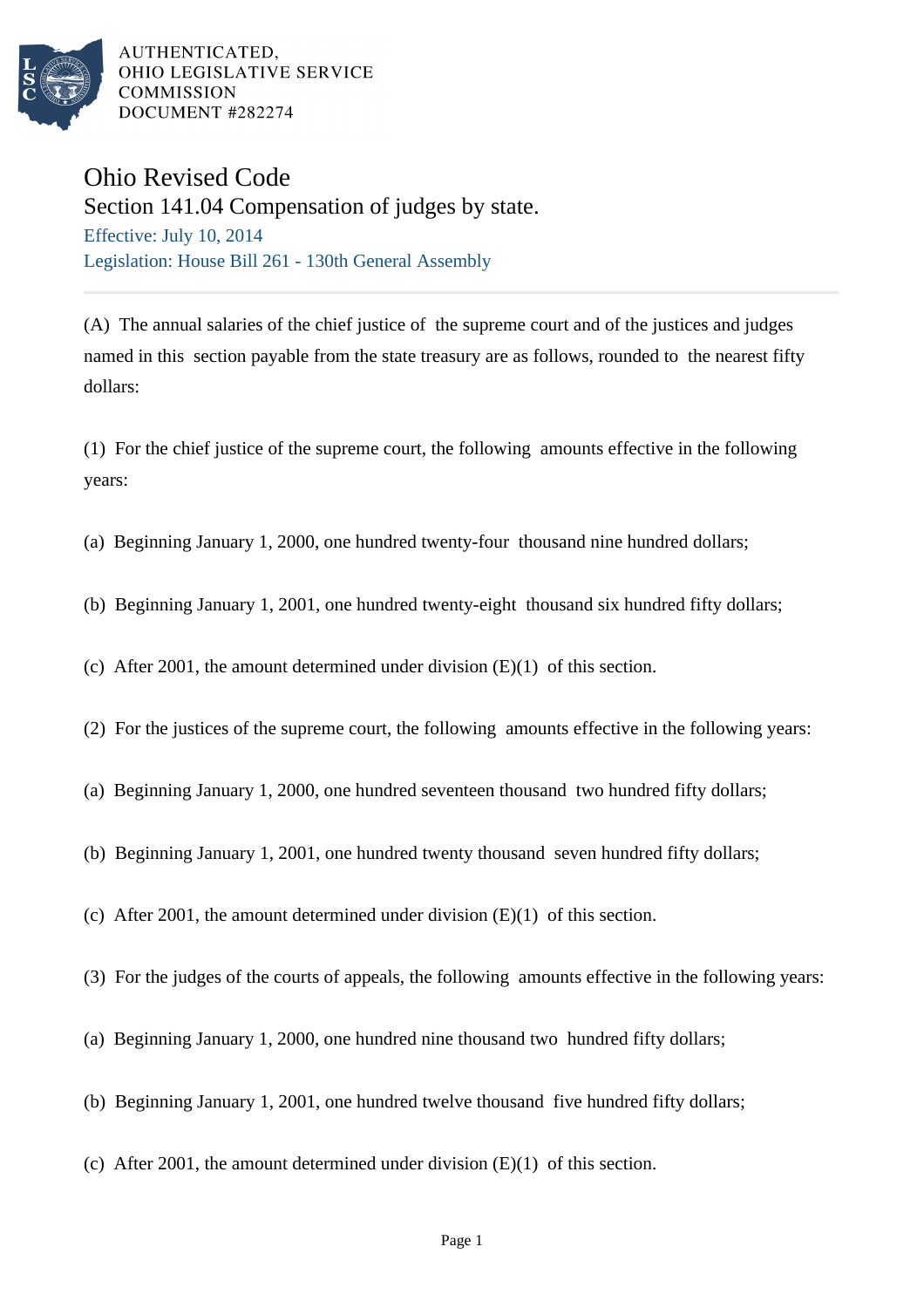AUTHENTICATED,
OHIO LEGISLATIVE SERVICE
COMMISSION
DOCUMENT #282274

# Ohio Revised Code

## Section 141.04 Compensation of judges by state.

Effective: July 10, 2014

Legislation: House Bill 261 - 130th General Assembly

---

(A) The annual salaries of the chief justice of the supreme court and of the justices and judges named in this section payable from the state treasury are as follows, rounded to the nearest fifty dollars:

(1) For the chief justice of the supreme court, the following amounts effective in the following years:

(a) Beginning January 1, 2000, one hundred twenty-four thousand nine hundred dollars;

(b) Beginning January 1, 2001, one hundred twenty-eight thousand six hundred fifty dollars;

(c) After 2001, the amount determined under division (E)(1) of this section.

(2) For the justices of the supreme court, the following amounts effective in the following years:

(a) Beginning January 1, 2000, one hundred seventeen thousand two hundred fifty dollars;

(b) Beginning January 1, 2001, one hundred twenty thousand seven hundred fifty dollars;

(c) After 2001, the amount determined under division (E)(1) of this section.

(3) For the judges of the courts of appeals, the following amounts effective in the following years:

(a) Beginning January 1, 2000, one hundred nine thousand two hundred fifty dollars;

(b) Beginning January 1, 2001, one hundred twelve thousand five hundred fifty dollars;

(c) After 2001, the amount determined under division (E)(1) of this section.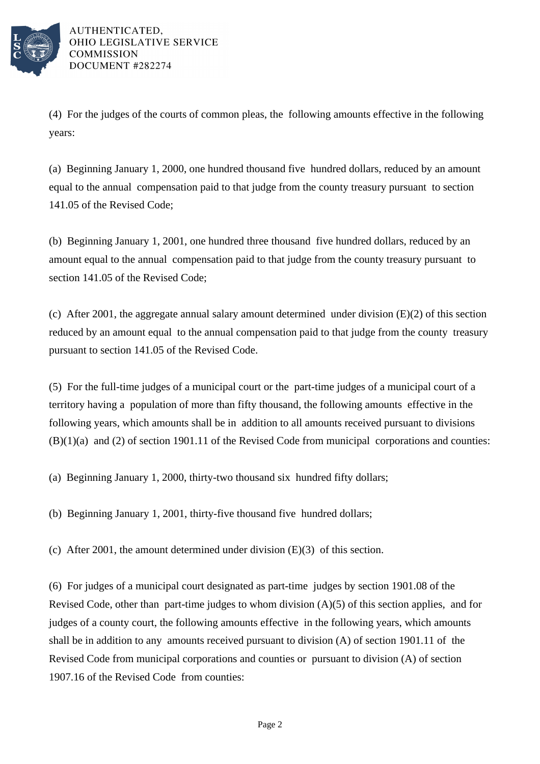(4) For the judges of the courts of common pleas, the following amounts effective in the following years:

(a) Beginning January 1, 2000, one hundred thousand five hundred dollars, reduced by an amount equal to the annual compensation paid to that judge from the county treasury pursuant to section 141.05 of the Revised Code;

(b) Beginning January 1, 2001, one hundred three thousand five hundred dollars, reduced by an amount equal to the annual compensation paid to that judge from the county treasury pursuant to section 141.05 of the Revised Code;

(c) After 2001, the aggregate annual salary amount determined under division (E)(2) of this section reduced by an amount equal to the annual compensation paid to that judge from the county treasury pursuant to section 141.05 of the Revised Code.

(5) For the full-time judges of a municipal court or the part-time judges of a municipal court of a territory having a population of more than fifty thousand, the following amounts effective in the following years, which amounts shall be in addition to all amounts received pursuant to divisions (B)(1)(a) and (2) of section 1901.11 of the Revised Code from municipal corporations and counties:

(a) Beginning January 1, 2000, thirty-two thousand six hundred fifty dollars;

(b) Beginning January 1, 2001, thirty-five thousand five hundred dollars;

(c) After 2001, the amount determined under division (E)(3) of this section.

(6) For judges of a municipal court designated as part-time judges by section 1901.08 of the Revised Code, other than part-time judges to whom division (A)(5) of this section applies, and for judges of a county court, the following amounts effective in the following years, which amounts shall be in addition to any amounts received pursuant to division (A) of section 1901.11 of the Revised Code from municipal corporations and counties or pursuant to division (A) of section 1907.16 of the Revised Code from counties: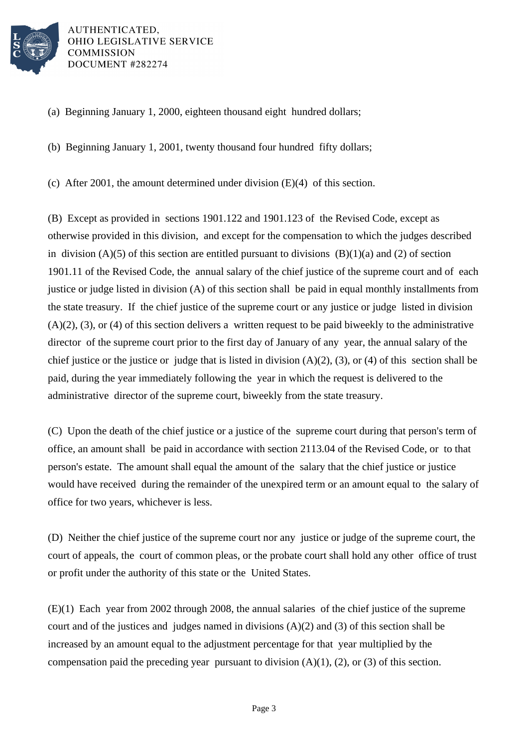(a) Beginning January 1, 2000, eighteen thousand eight hundred dollars;

(b) Beginning January 1, 2001, twenty thousand four hundred fifty dollars;

(c) After 2001, the amount determined under division (E)(4) of this section.

(B) Except as provided in sections 1901.122 and 1901.123 of the Revised Code, except as otherwise provided in this division, and except for the compensation to which the judges described in division (A)(5) of this section are entitled pursuant to divisions (B)(1)(a) and (2) of section 1901.11 of the Revised Code, the annual salary of the chief justice of the supreme court and of each justice or judge listed in division (A) of this section shall be paid in equal monthly installments from the state treasury. If the chief justice of the supreme court or any justice or judge listed in division (A)(2), (3), or (4) of this section delivers a written request to be paid biweekly to the administrative director of the supreme court prior to the first day of January of any year, the annual salary of the chief justice or the justice or judge that is listed in division (A)(2), (3), or (4) of this section shall be paid, during the year immediately following the year in which the request is delivered to the administrative director of the supreme court, biweekly from the state treasury.

(C) Upon the death of the chief justice or a justice of the supreme court during that person's term of office, an amount shall be paid in accordance with section 2113.04 of the Revised Code, or to that person's estate. The amount shall equal the amount of the salary that the chief justice or justice would have received during the remainder of the unexpired term or an amount equal to the salary of office for two years, whichever is less.

(D) Neither the chief justice of the supreme court nor any justice or judge of the supreme court, the court of appeals, the court of common pleas, or the probate court shall hold any other office of trust or profit under the authority of this state or the United States.

(E)(1) Each year from 2002 through 2008, the annual salaries of the chief justice of the supreme court and of the justices and judges named in divisions (A)(2) and (3) of this section shall be increased by an amount equal to the adjustment percentage for that year multiplied by the compensation paid the preceding year pursuant to division (A)(1), (2), or (3) of this section.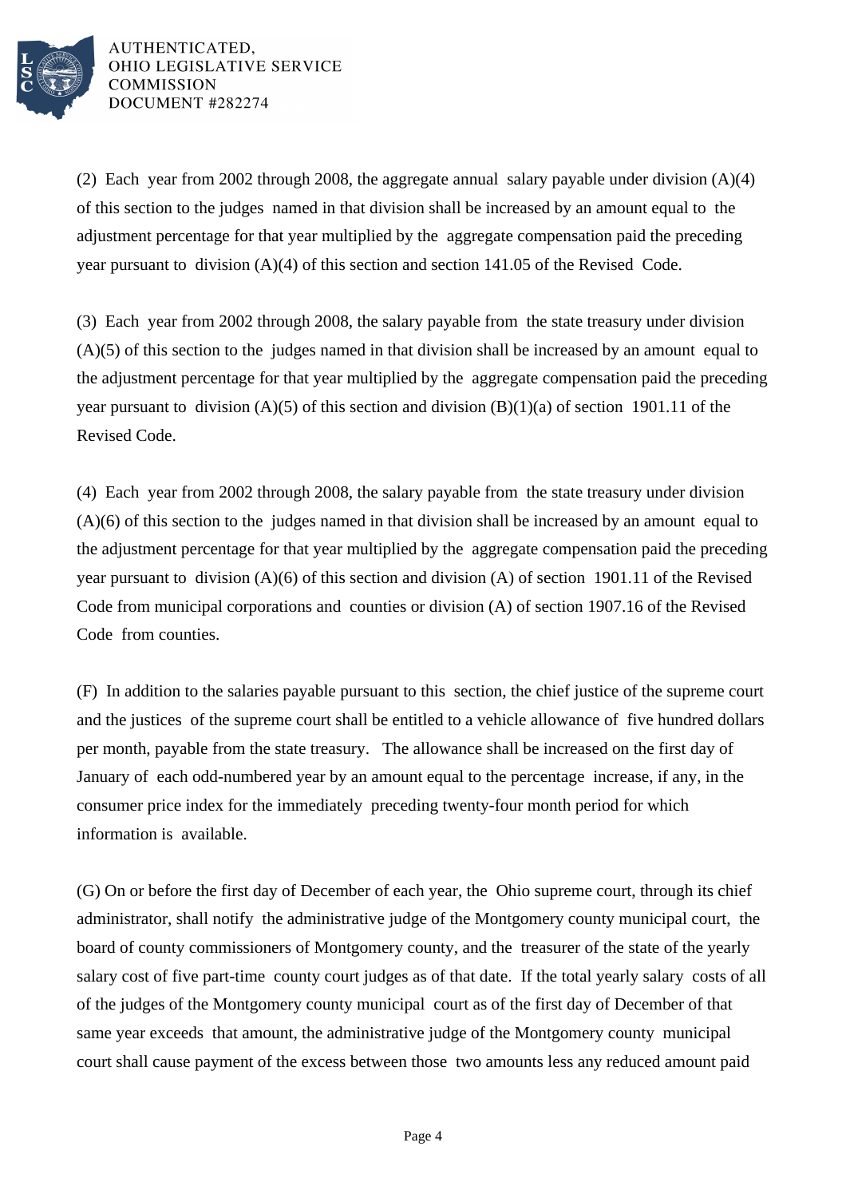(2) Each year from 2002 through 2008, the aggregate annual salary payable under division (A)(4) of this section to the judges named in that division shall be increased by an amount equal to the adjustment percentage for that year multiplied by the aggregate compensation paid the preceding year pursuant to division (A)(4) of this section and section 141.05 of the Revised Code.

(3) Each year from 2002 through 2008, the salary payable from the state treasury under division (A)(5) of this section to the judges named in that division shall be increased by an amount equal to the adjustment percentage for that year multiplied by the aggregate compensation paid the preceding year pursuant to division (A)(5) of this section and division (B)(1)(a) of section 1901.11 of the Revised Code.

(4) Each year from 2002 through 2008, the salary payable from the state treasury under division (A)(6) of this section to the judges named in that division shall be increased by an amount equal to the adjustment percentage for that year multiplied by the aggregate compensation paid the preceding year pursuant to division (A)(6) of this section and division (A) of section 1901.11 of the Revised Code from municipal corporations and counties or division (A) of section 1907.16 of the Revised Code from counties.

(F) In addition to the salaries payable pursuant to this section, the chief justice of the supreme court and the justices of the supreme court shall be entitled to a vehicle allowance of five hundred dollars per month, payable from the state treasury. The allowance shall be increased on the first day of January of each odd-numbered year by an amount equal to the percentage increase, if any, in the consumer price index for the immediately preceding twenty-four month period for which information is available.

(G) On or before the first day of December of each year, the Ohio supreme court, through its chief administrator, shall notify the administrative judge of the Montgomery county municipal court, the board of county commissioners of Montgomery county, and the treasurer of the state of the yearly salary cost of five part-time county court judges as of that date. If the total yearly salary costs of all of the judges of the Montgomery county municipal court as of the first day of December of that same year exceeds that amount, the administrative judge of the Montgomery county municipal court shall cause payment of the excess between those two amounts less any reduced amount paid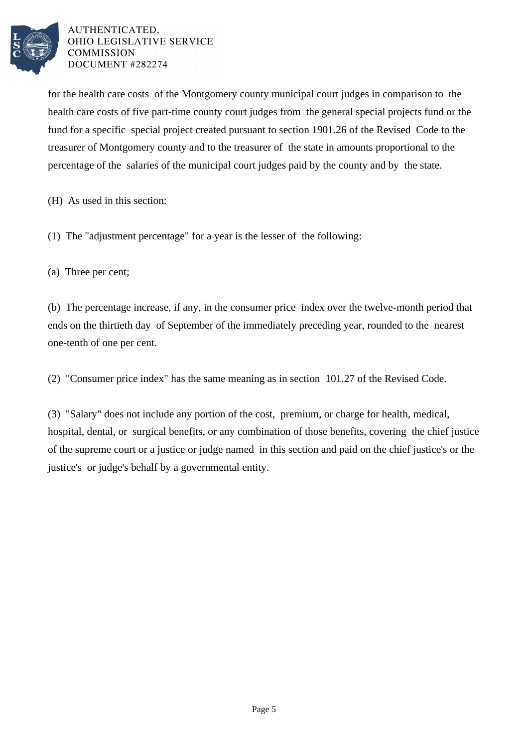for the health care costs of the Montgomery county municipal court judges in comparison to the health care costs of five part-time county court judges from the general special projects fund or the fund for a specific special project created pursuant to section 1901.26 of the Revised Code to the treasurer of Montgomery county and to the treasurer of the state in amounts proportional to the percentage of the salaries of the municipal court judges paid by the county and by the state.

(H) As used in this section:

(1) The "adjustment percentage" for a year is the lesser of the following:

(a) Three per cent;

(b) The percentage increase, if any, in the consumer price index over the twelve-month period that ends on the thirtieth day of September of the immediately preceding year, rounded to the nearest one-tenth of one per cent.

(2) "Consumer price index" has the same meaning as in section 101.27 of the Revised Code.

(3) "Salary" does not include any portion of the cost, premium, or charge for health, medical, hospital, dental, or surgical benefits, or any combination of those benefits, covering the chief justice of the supreme court or a justice or judge named in this section and paid on the chief justice's or the justice's or judge's behalf by a governmental entity.